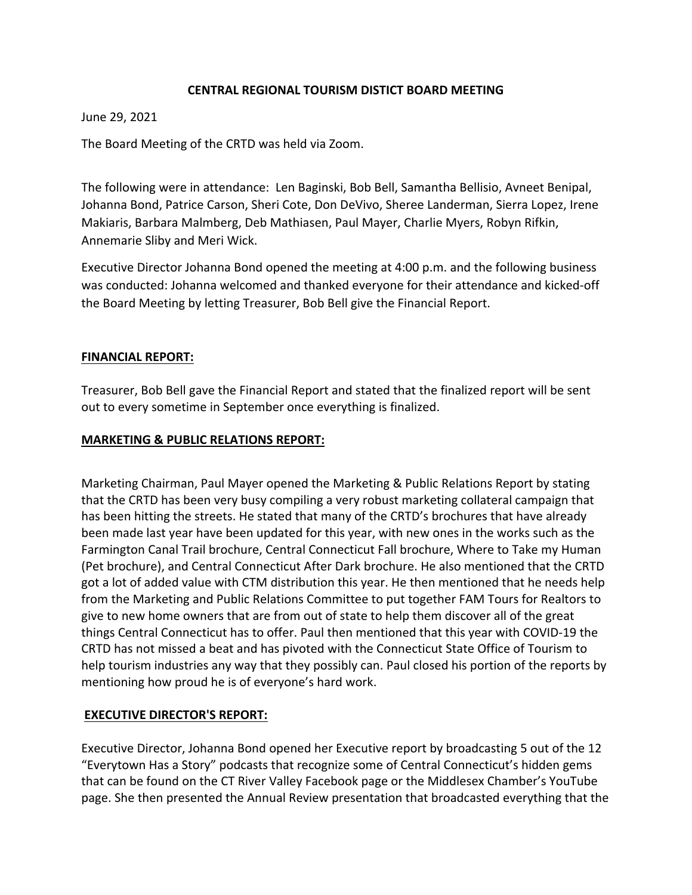# CENTRAL REGIONAL TOURISM DISTICT BOARD MEETING

June 29, 2021

The Board Meeting of the CRTD was held via Zoom.

The following were in attendance: Len Baginski, Bob Bell, Samantha Bellisio, Avneet Benipal, Johanna Bond, Patrice Carson, Sheri Cote, Don DeVivo, Sheree Landerman, Sierra Lopez, Irene Makiaris, Barbara Malmberg, Deb Mathiasen, Paul Mayer, Charlie Myers, Robyn Rifkin, Annemarie Sliby and Meri Wick.

Executive Director Johanna Bond opened the meeting at 4:00 p.m. and the following business was conducted: Johanna welcomed and thanked everyone for their attendance and kicked-off the Board Meeting by letting Treasurer, Bob Bell give the Financial Report.

## FINANCIAL REPORT:

Treasurer, Bob Bell gave the Financial Report and stated that the finalized report will be sent out to every sometime in September once everything is finalized.

## MARKETING & PUBLIC RELATIONS REPORT:

Marketing Chairman, Paul Mayer opened the Marketing & Public Relations Report by stating that the CRTD has been very busy compiling a very robust marketing collateral campaign that has been hitting the streets. He stated that many of the CRTD's brochures that have already been made last year have been updated for this year, with new ones in the works such as the Farmington Canal Trail brochure, Central Connecticut Fall brochure, Where to Take my Human (Pet brochure), and Central Connecticut After Dark brochure. He also mentioned that the CRTD got a lot of added value with CTM distribution this year. He then mentioned that he needs help from the Marketing and Public Relations Committee to put together FAM Tours for Realtors to give to new home owners that are from out of state to help them discover all of the great things Central Connecticut has to offer. Paul then mentioned that this year with COVID-19 the CRTD has not missed a beat and has pivoted with the Connecticut State Office of Tourism to help tourism industries any way that they possibly can. Paul closed his portion of the reports by mentioning how proud he is of everyone's hard work.

## EXECUTIVE DIRECTOR'S REPORT:

Executive Director, Johanna Bond opened her Executive report by broadcasting 5 out of the 12 "Everytown Has a Story" podcasts that recognize some of Central Connecticut's hidden gems that can be found on the CT River Valley Facebook page or the Middlesex Chamber's YouTube page. She then presented the Annual Review presentation that broadcasted everything that the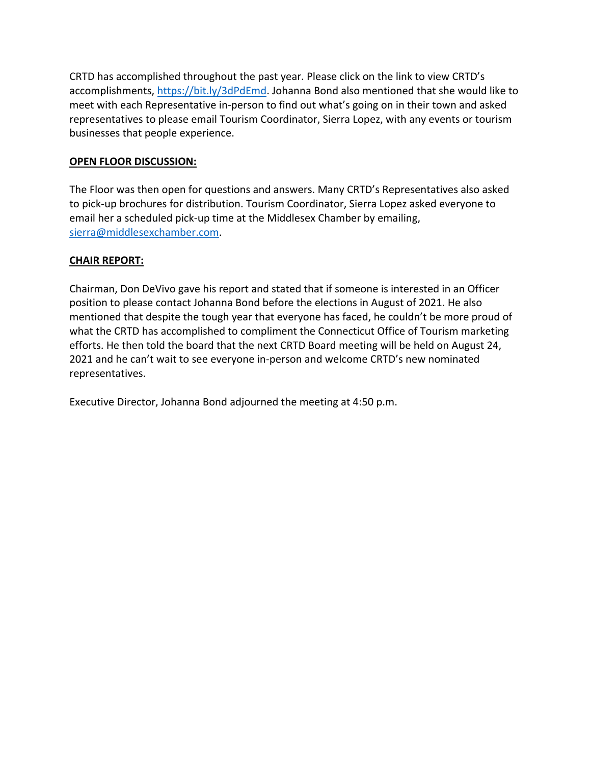CRTD has accomplished throughout the past year. Please click on the link to view CRTD's accomplishments, https://bit.ly/3dPdEmd. Johanna Bond also mentioned that she would like to meet with each Representative in-person to find out what's going on in their town and asked representatives to please email Tourism Coordinator, Sierra Lopez, with any events or tourism businesses that people experience.

**OPEN FLOOR DISCUSSION:**

The Floor was then open for questions and answers. Many CRTD's Representatives also asked to pick-up brochures for distribution. Tourism Coordinator, Sierra Lopez asked everyone to email her a scheduled pick-up time at the Middlesex Chamber by emailing, sierra@middlesexchamber.com.

**CHAIR REPORT:**

Chairman, Don DeVivo gave his report and stated that if someone is interested in an Officer position to please contact Johanna Bond before the elections in August of 2021. He also mentioned that despite the tough year that everyone has faced, he couldn't be more proud of what the CRTD has accomplished to compliment the Connecticut Office of Tourism marketing efforts. He then told the board that the next CRTD Board meeting will be held on August 24, 2021 and he can't wait to see everyone in-person and welcome CRTD's new nominated representatives.

Executive Director, Johanna Bond adjourned the meeting at 4:50 p.m.